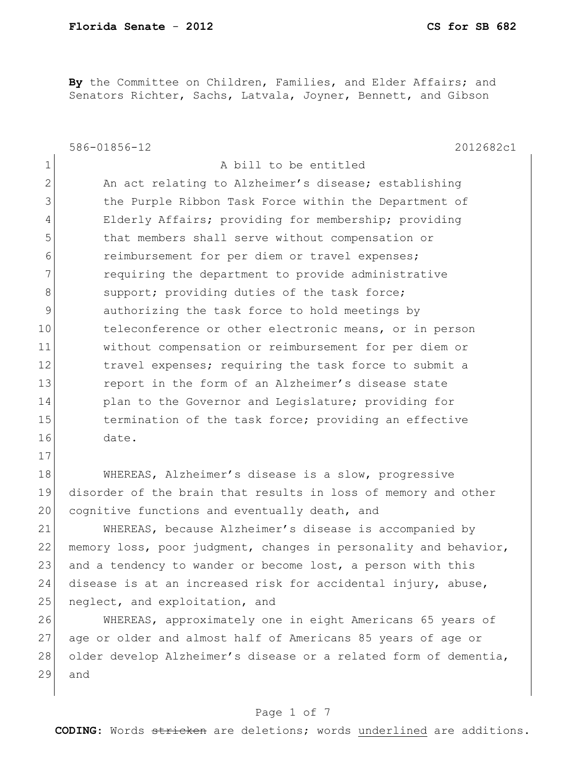**By** the Committee on Children, Families, and Elder Affairs; and Senators Richter, Sachs, Latvala, Joyner, Bennett, and Gibson

586-01856-12 2012682c1

A bill to be entitled

An act relating to Alzheimer's disease; establishing the Purple Ribbon Task Force within the Department of Elderly Affairs; providing for membership; providing that members shall serve without compensation or reimbursement for per diem or travel expenses; requiring the department to provide administrative support; providing duties of the task force; authorizing the task force to hold meetings by teleconference or other electronic means, or in person without compensation or reimbursement for per diem or travel expenses; requiring the task force to submit a report in the form of an Alzheimer's disease state plan to the Governor and Legislature; providing for termination of the task force; providing an effective date.

WHEREAS, Alzheimer's disease is a slow, progressive disorder of the brain that results in loss of memory and other cognitive functions and eventually death, and

WHEREAS, because Alzheimer's disease is accompanied by memory loss, poor judgment, changes in personality and behavior, and a tendency to wander or become lost, a person with this disease is at an increased risk for accidental injury, abuse, neglect, and exploitation, and

WHEREAS, approximately one in eight Americans 65 years of age or older and almost half of Americans 85 years of age or older develop Alzheimer's disease or a related form of dementia, and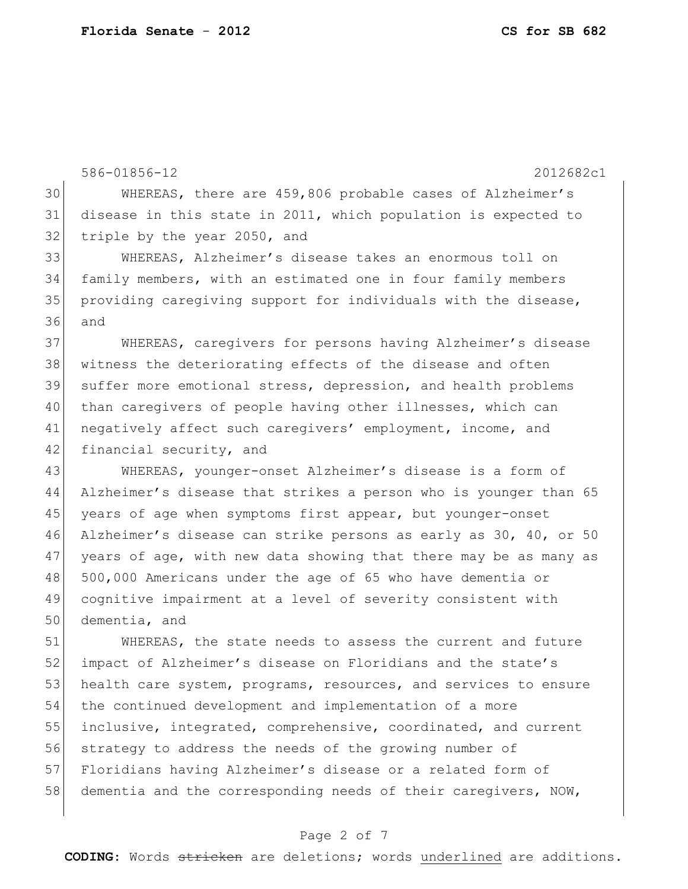WHEREAS, there are 459,806 probable cases of Alzheimer's disease in this state in 2011, which population is expected to triple by the year 2050, and

WHEREAS, Alzheimer's disease takes an enormous toll on family members, with an estimated one in four family members providing caregiving support for individuals with the disease, and

WHEREAS, caregivers for persons having Alzheimer's disease witness the deteriorating effects of the disease and often suffer more emotional stress, depression, and health problems than caregivers of people having other illnesses, which can negatively affect such caregivers' employment, income, and financial security, and

WHEREAS, younger-onset Alzheimer's disease is a form of Alzheimer's disease that strikes a person who is younger than 65 years of age when symptoms first appear, but younger-onset Alzheimer's disease can strike persons as early as 30, 40, or 50 years of age, with new data showing that there may be as many as 500,000 Americans under the age of 65 who have dementia or cognitive impairment at a level of severity consistent with dementia, and

WHEREAS, the state needs to assess the current and future impact of Alzheimer's disease on Floridians and the state's health care system, programs, resources, and services to ensure the continued development and implementation of a more inclusive, integrated, comprehensive, coordinated, and current strategy to address the needs of the growing number of Floridians having Alzheimer's disease or a related form of dementia and the corresponding needs of their caregivers, NOW,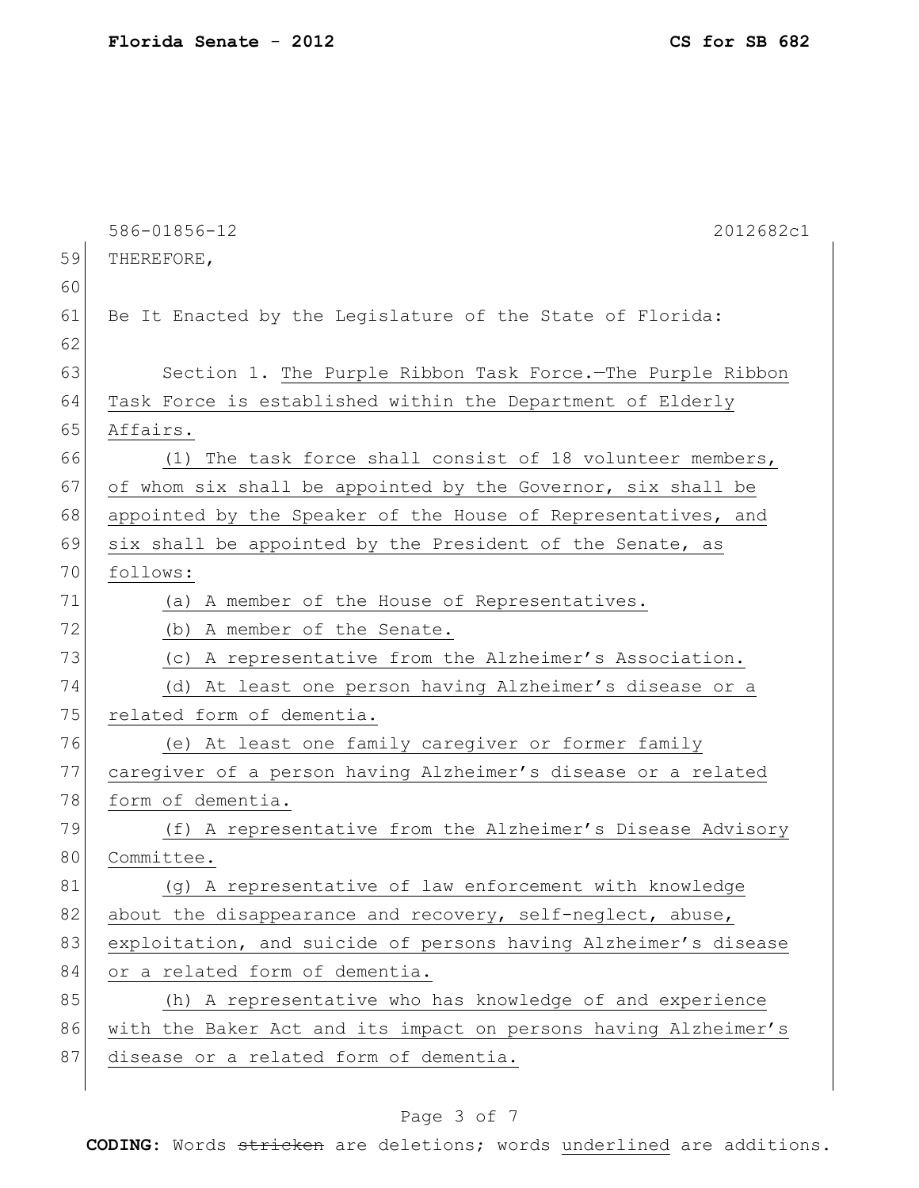586-01856-12 2012682c1

THEREFORE,

Be It Enacted by the Legislature of the State of Florida:

Section 1. The Purple Ribbon Task Force.—The Purple Ribbon Task Force is established within the Department of Elderly Affairs.

(1) The task force shall consist of 18 volunteer members, of whom six shall be appointed by the Governor, six shall be appointed by the Speaker of the House of Representatives, and six shall be appointed by the President of the Senate, as follows:

(a) A member of the House of Representatives.

(b) A member of the Senate.

(c) A representative from the Alzheimer's Association.

(d) At least one person having Alzheimer's disease or a related form of dementia.

(e) At least one family caregiver or former family caregiver of a person having Alzheimer's disease or a related form of dementia.

(f) A representative from the Alzheimer's Disease Advisory Committee.

(g) A representative of law enforcement with knowledge about the disappearance and recovery, self-neglect, abuse, exploitation, and suicide of persons having Alzheimer's disease or a related form of dementia.

(h) A representative who has knowledge of and experience with the Baker Act and its impact on persons having Alzheimer's disease or a related form of dementia.

**CODING:** Words ~~stricken~~ are deletions; words underlined are additions.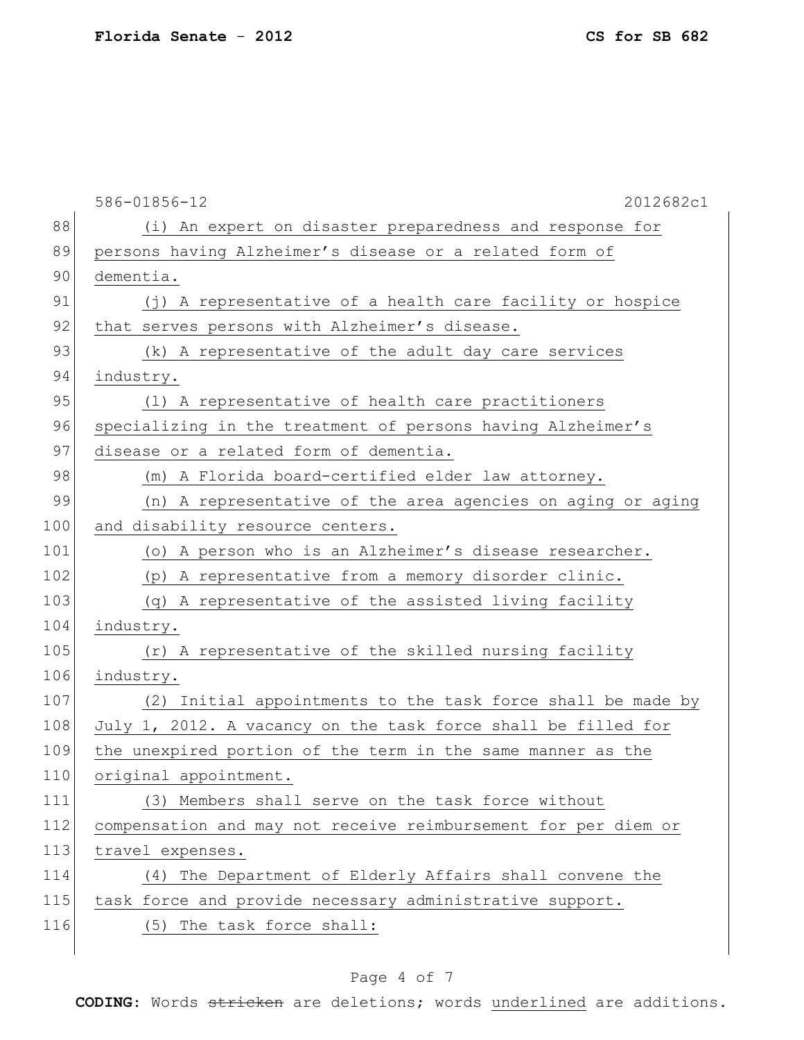(i) An expert on disaster preparedness and response for persons having Alzheimer's disease or a related form of dementia.

(j) A representative of a health care facility or hospice that serves persons with Alzheimer's disease.

(k) A representative of the adult day care services industry.

(l) A representative of health care practitioners specializing in the treatment of persons having Alzheimer's disease or a related form of dementia.

(m) A Florida board-certified elder law attorney.

(n) A representative of the area agencies on aging or aging and disability resource centers.

(o) A person who is an Alzheimer's disease researcher.

(p) A representative from a memory disorder clinic.

(q) A representative of the assisted living facility industry.

(r) A representative of the skilled nursing facility industry.

(2) Initial appointments to the task force shall be made by July 1, 2012. A vacancy on the task force shall be filled for the unexpired portion of the term in the same manner as the original appointment.

(3) Members shall serve on the task force without compensation and may not receive reimbursement for per diem or travel expenses.

(4) The Department of Elderly Affairs shall convene the task force and provide necessary administrative support.

(5) The task force shall: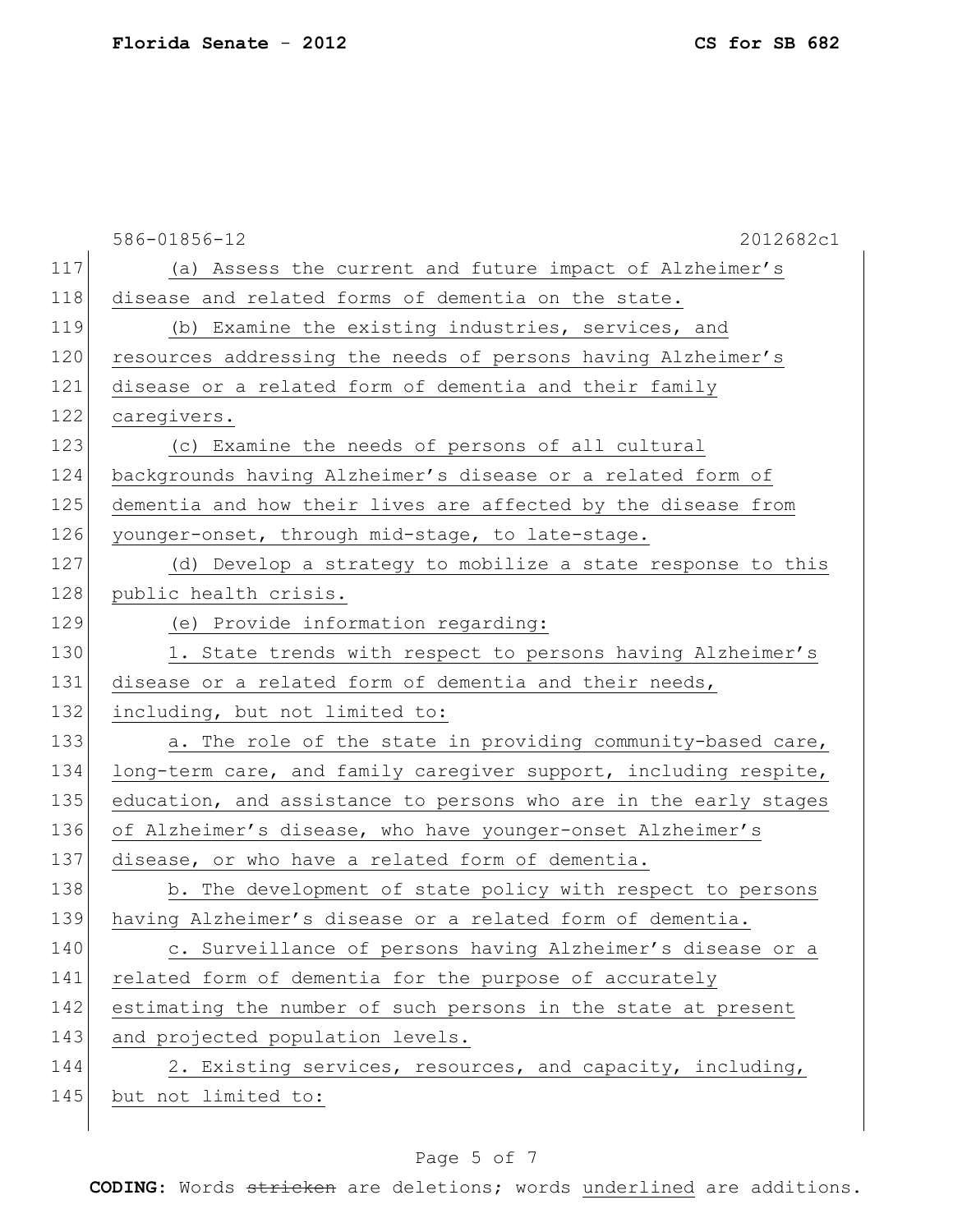(a) Assess the current and future impact of Alzheimer's disease and related forms of dementia on the state.

(b) Examine the existing industries, services, and resources addressing the needs of persons having Alzheimer's disease or a related form of dementia and their family caregivers.

(c) Examine the needs of persons of all cultural backgrounds having Alzheimer's disease or a related form of dementia and how their lives are affected by the disease from younger-onset, through mid-stage, to late-stage.

(d) Develop a strategy to mobilize a state response to this public health crisis.

(e) Provide information regarding:

1. State trends with respect to persons having Alzheimer's disease or a related form of dementia and their needs, including, but not limited to:

a. The role of the state in providing community-based care, long-term care, and family caregiver support, including respite, education, and assistance to persons who are in the early stages of Alzheimer's disease, who have younger-onset Alzheimer's disease, or who have a related form of dementia.

b. The development of state policy with respect to persons having Alzheimer's disease or a related form of dementia.

c. Surveillance of persons having Alzheimer's disease or a related form of dementia for the purpose of accurately estimating the number of such persons in the state at present and projected population levels.

2. Existing services, resources, and capacity, including, but not limited to: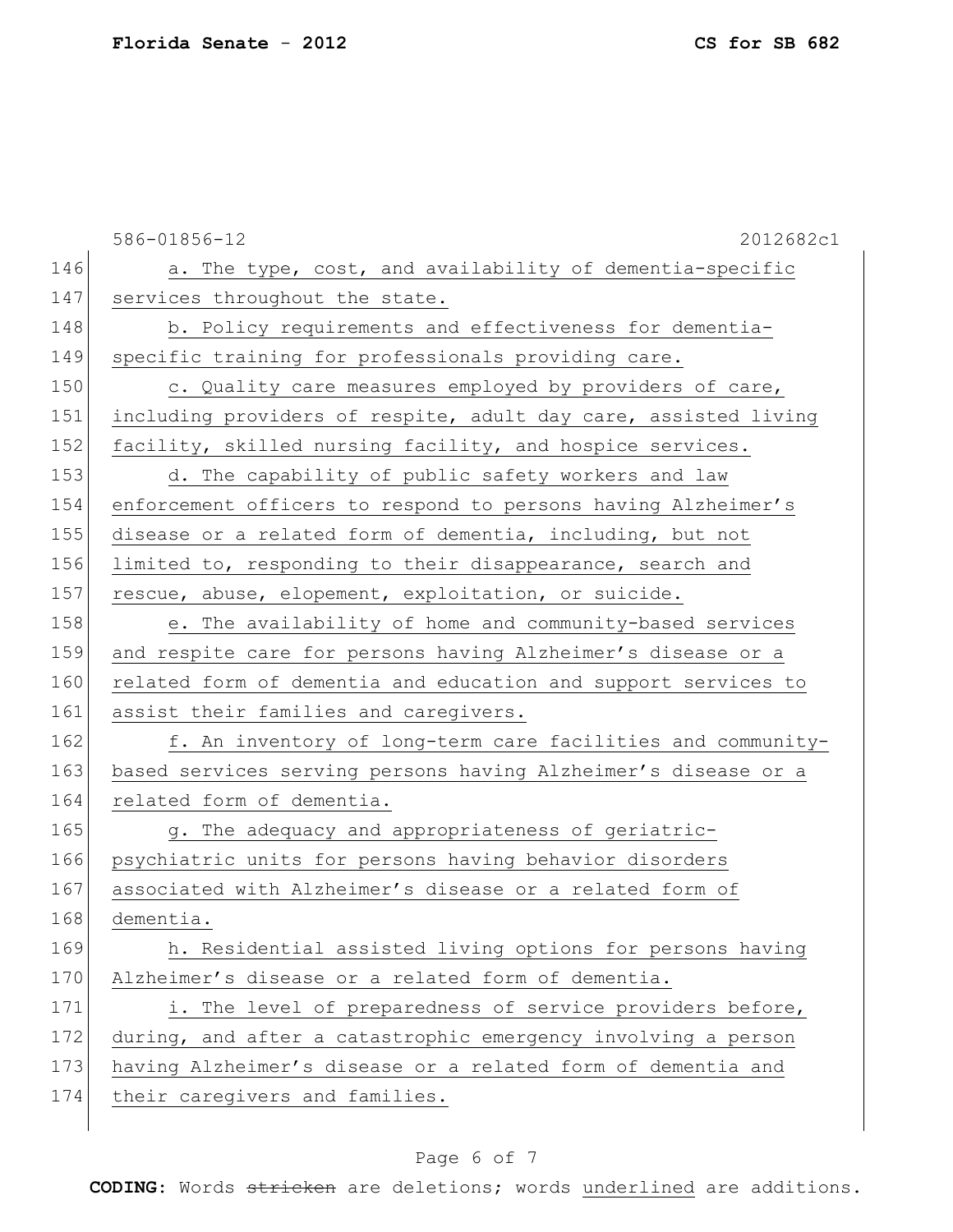586-01856-12 2012682c1

146 a. The type, cost, and availability of dementia-specific
147 services throughout the state.
148 b. Policy requirements and effectiveness for dementia-
149 specific training for professionals providing care.
150 c. Quality care measures employed by providers of care,
151 including providers of respite, adult day care, assisted living
152 facility, skilled nursing facility, and hospice services.
153 d. The capability of public safety workers and law
154 enforcement officers to respond to persons having Alzheimer's
155 disease or a related form of dementia, including, but not
156 limited to, responding to their disappearance, search and
157 rescue, abuse, elopement, exploitation, or suicide.
158 e. The availability of home and community-based services
159 and respite care for persons having Alzheimer's disease or a
160 related form of dementia and education and support services to
161 assist their families and caregivers.
162 f. An inventory of long-term care facilities and community-
163 based services serving persons having Alzheimer's disease or a
164 related form of dementia.
165 g. The adequacy and appropriateness of geriatric-
166 psychiatric units for persons having behavior disorders
167 associated with Alzheimer's disease or a related form of
168 dementia.
169 h. Residential assisted living options for persons having
170 Alzheimer's disease or a related form of dementia.
171 i. The level of preparedness of service providers before,
172 during, and after a catastrophic emergency involving a person
173 having Alzheimer's disease or a related form of dementia and
174 their caregivers and families.

**CODING:** Words ~~stricken~~ are deletions; words underlined are additions.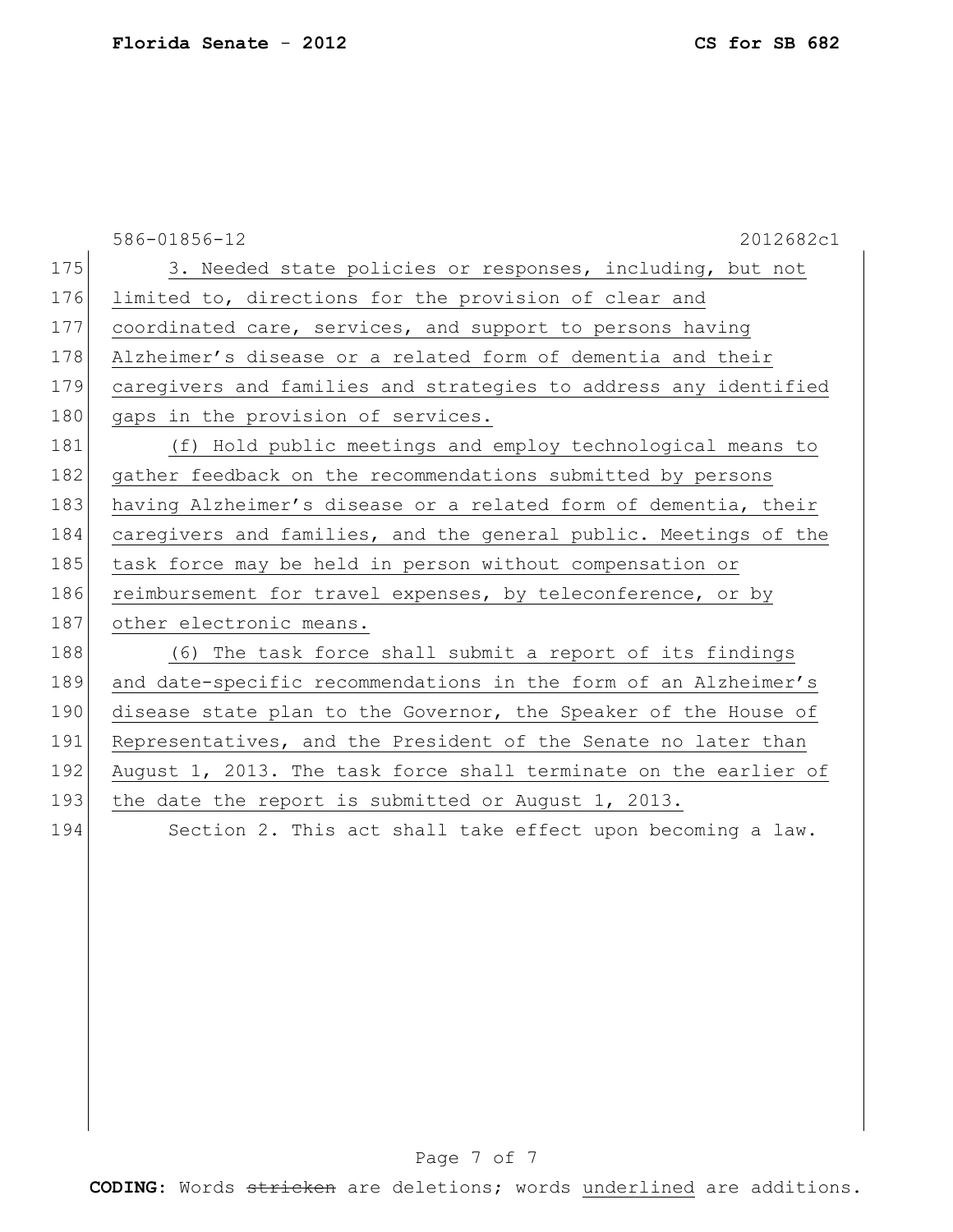3. Needed state policies or responses, including, but not limited to, directions for the provision of clear and coordinated care, services, and support to persons having Alzheimer's disease or a related form of dementia and their caregivers and families and strategies to address any identified gaps in the provision of services.

(f) Hold public meetings and employ technological means to gather feedback on the recommendations submitted by persons having Alzheimer's disease or a related form of dementia, their caregivers and families, and the general public. Meetings of the task force may be held in person without compensation or reimbursement for travel expenses, by teleconference, or by other electronic means.

(6) The task force shall submit a report of its findings and date-specific recommendations in the form of an Alzheimer's disease state plan to the Governor, the Speaker of the House of Representatives, and the President of the Senate no later than August 1, 2013. The task force shall terminate on the earlier of the date the report is submitted or August 1, 2013.

Section 2. This act shall take effect upon becoming a law.